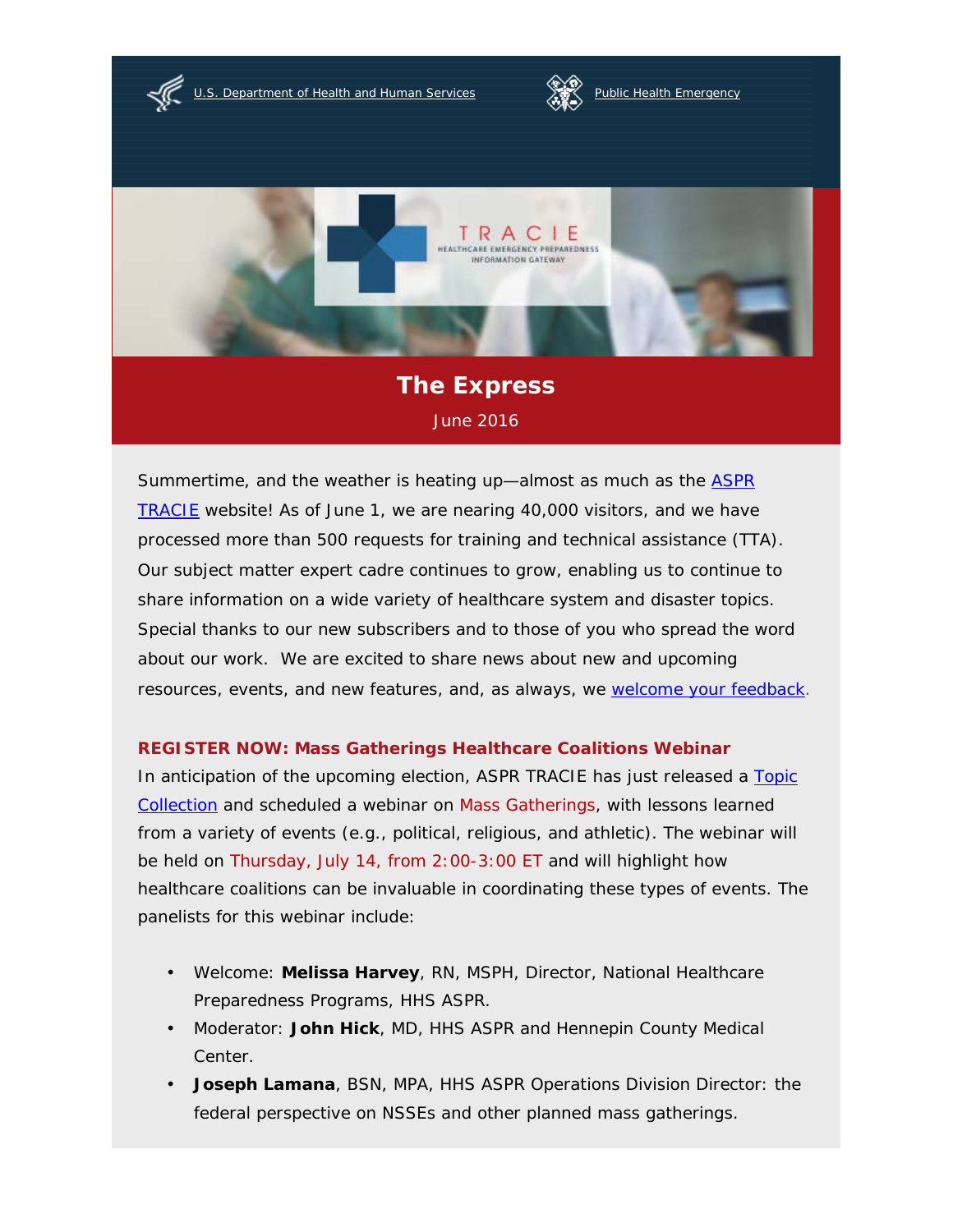U.S. Department of Health and Human Services

Public Health Emergency

TRACIE HEALTHCARE EMERGENCY PREPAREDNESS INFORMATION GATEWAY

# The Express

June 2016

Summertime, and the weather is heating up—almost as much as the ASPR TRACIE website! As of June 1, we are nearing 40,000 visitors, and we have processed more than 500 requests for training and technical assistance (TTA). Our subject matter expert cadre continues to grow, enabling us to continue to share information on a wide variety of healthcare system and disaster topics. Special thanks to our new subscribers and to those of you who spread the word about our work. We are excited to share news about new and upcoming resources, events, and new features, and, as always, we welcome your feedback.

**REGISTER NOW: Mass Gatherings Healthcare Coalitions Webinar**

In anticipation of the upcoming election, ASPR TRACIE has just released a Topic Collection and scheduled a webinar on Mass Gatherings, with lessons learned from a variety of events (e.g., political, religious, and athletic). The webinar will be held on Thursday, July 14, from 2:00-3:00 ET and will highlight how healthcare coalitions can be invaluable in coordinating these types of events. The panelists for this webinar include:

- Welcome: **Melissa Harvey**, RN, MSPH, Director, National Healthcare Preparedness Programs, HHS ASPR.
- Moderator: **John Hick**, MD, HHS ASPR and Hennepin County Medical Center.
- **Joseph Lamana**, BSN, MPA, HHS ASPR Operations Division Director: the federal perspective on NSSEs and other planned mass gatherings.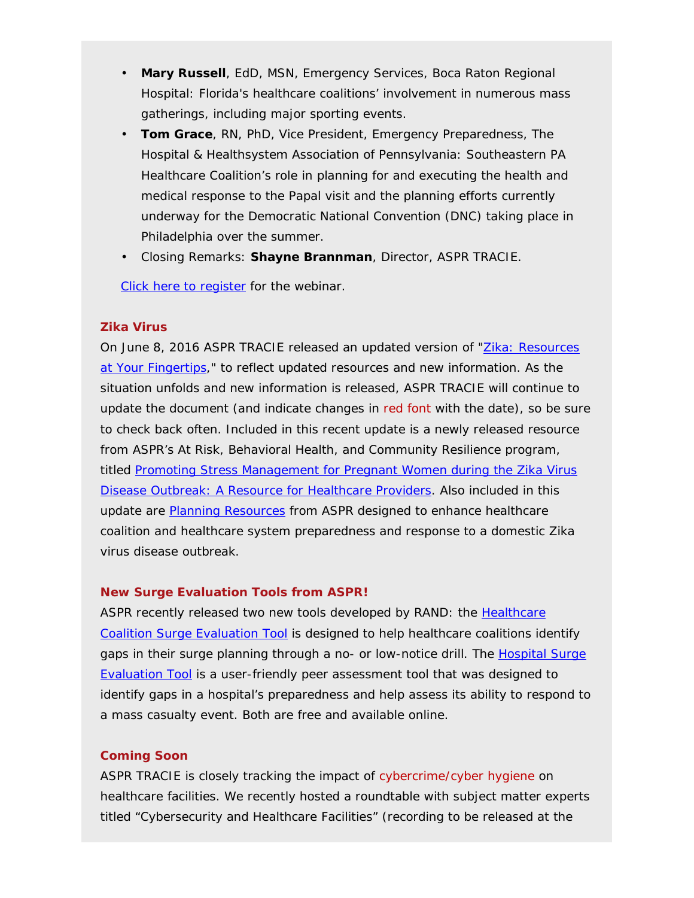- **Mary Russell**, EdD, MSN, Emergency Services, Boca Raton Regional Hospital: Florida's healthcare coalitions' involvement in numerous mass gatherings, including major sporting events.
- **Tom Grace**, RN, PhD, Vice President, Emergency Preparedness, The Hospital & Healthsystem Association of Pennsylvania: Southeastern PA Healthcare Coalition's role in planning for and executing the health and medical response to the Papal visit and the planning efforts currently underway for the Democratic National Convention (DNC) taking place in Philadelphia over the summer.
- Closing Remarks: **Shayne Brannman**, Director, ASPR TRACIE.

Click here to register for the webinar.

### Zika Virus

On June 8, 2016 ASPR TRACIE released an updated version of "Zika: Resources at Your Fingertips," to reflect updated resources and new information. As the situation unfolds and new information is released, ASPR TRACIE will continue to update the document (and indicate changes in red font with the date), so be sure to check back often. Included in this recent update is a newly released resource from ASPR's At Risk, Behavioral Health, and Community Resilience program, titled Promoting Stress Management for Pregnant Women during the Zika Virus Disease Outbreak: A Resource for Healthcare Providers. Also included in this update are Planning Resources from ASPR designed to enhance healthcare coalition and healthcare system preparedness and response to a domestic Zika virus disease outbreak.

### New Surge Evaluation Tools from ASPR!

ASPR recently released two new tools developed by RAND: the Healthcare Coalition Surge Evaluation Tool is designed to help healthcare coalitions identify gaps in their surge planning through a no- or low-notice drill. The Hospital Surge Evaluation Tool is a user-friendly peer assessment tool that was designed to identify gaps in a hospital's preparedness and help assess its ability to respond to a mass casualty event. Both are free and available online.

### Coming Soon

ASPR TRACIE is closely tracking the impact of cybercrime/cyber hygiene on healthcare facilities. We recently hosted a roundtable with subject matter experts titled "Cybersecurity and Healthcare Facilities" (recording to be released at the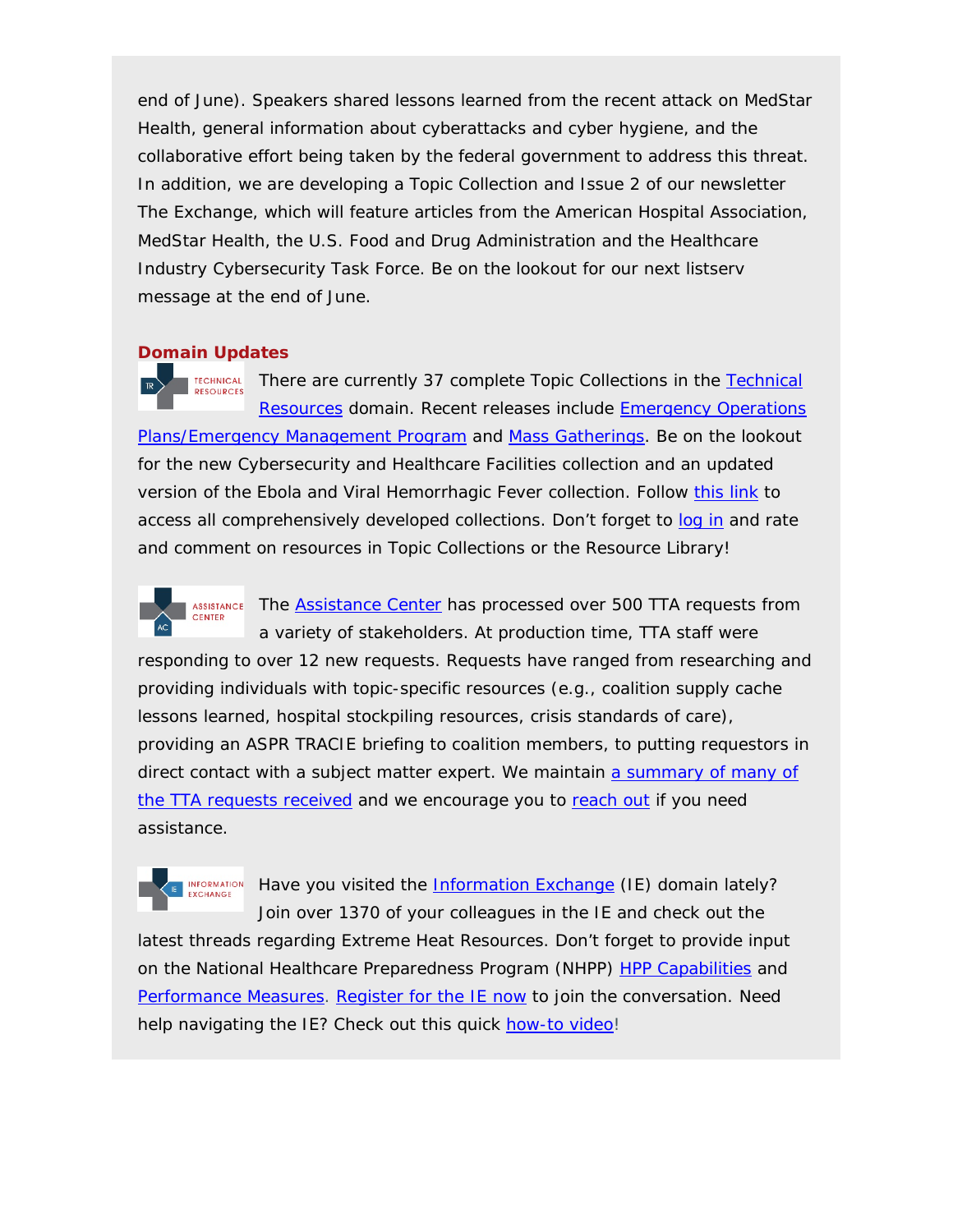end of June). Speakers shared lessons learned from the recent attack on MedStar Health, general information about cyberattacks and cyber hygiene, and the collaborative effort being taken by the federal government to address this threat. In addition, we are developing a Topic Collection and Issue 2 of our newsletter The Exchange, which will feature articles from the American Hospital Association, MedStar Health, the U.S. Food and Drug Administration and the Healthcare Industry Cybersecurity Task Force. Be on the lookout for our next listserv message at the end of June.

**Domain Updates**

There are currently 37 complete Topic Collections in the Technical Resources domain. Recent releases include Emergency Operations Plans/Emergency Management Program and Mass Gatherings. Be on the lookout for the new Cybersecurity and Healthcare Facilities collection and an updated version of the Ebola and Viral Hemorrhagic Fever collection. Follow this link to access all comprehensively developed collections. Don't forget to log in and rate and comment on resources in Topic Collections or the Resource Library!

The Assistance Center has processed over 500 TTA requests from a variety of stakeholders. At production time, TTA staff were responding to over 12 new requests. Requests have ranged from researching and providing individuals with topic-specific resources (e.g., coalition supply cache lessons learned, hospital stockpiling resources, crisis standards of care), providing an ASPR TRACIE briefing to coalition members, to putting requestors in direct contact with a subject matter expert. We maintain a summary of many of the TTA requests received and we encourage you to reach out if you need assistance.

Have you visited the Information Exchange (IE) domain lately? Join over 1370 of your colleagues in the IE and check out the latest threads regarding Extreme Heat Resources. Don't forget to provide input on the National Healthcare Preparedness Program (NHPP) HPP Capabilities and Performance Measures. Register for the IE now to join the conversation. Need help navigating the IE? Check out this quick how-to video!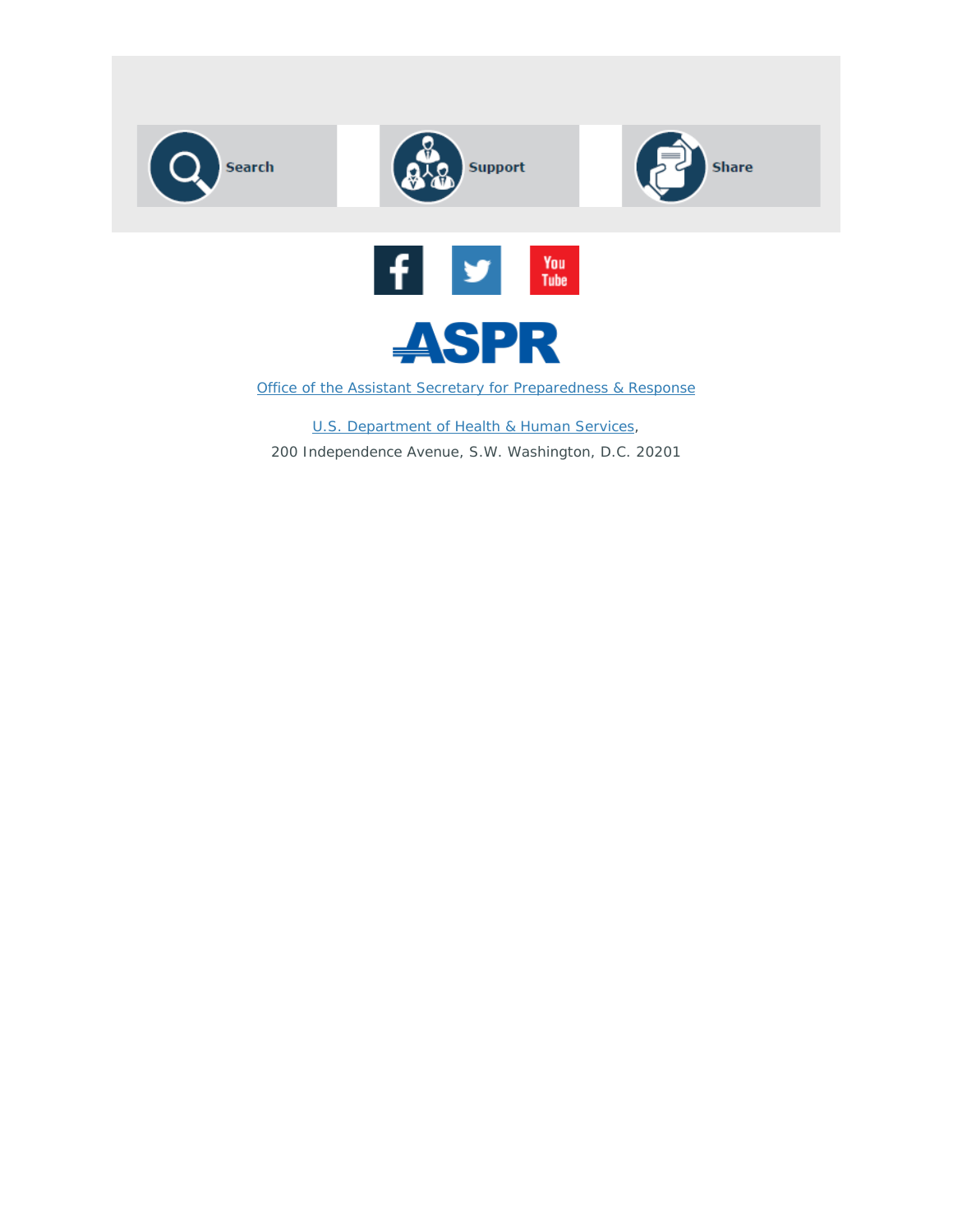Search

Support

Share

ASPR

Office of the Assistant Secretary for Preparedness & Response

U.S. Department of Health & Human Services,

200 Independence Avenue, S.W. Washington, D.C. 20201